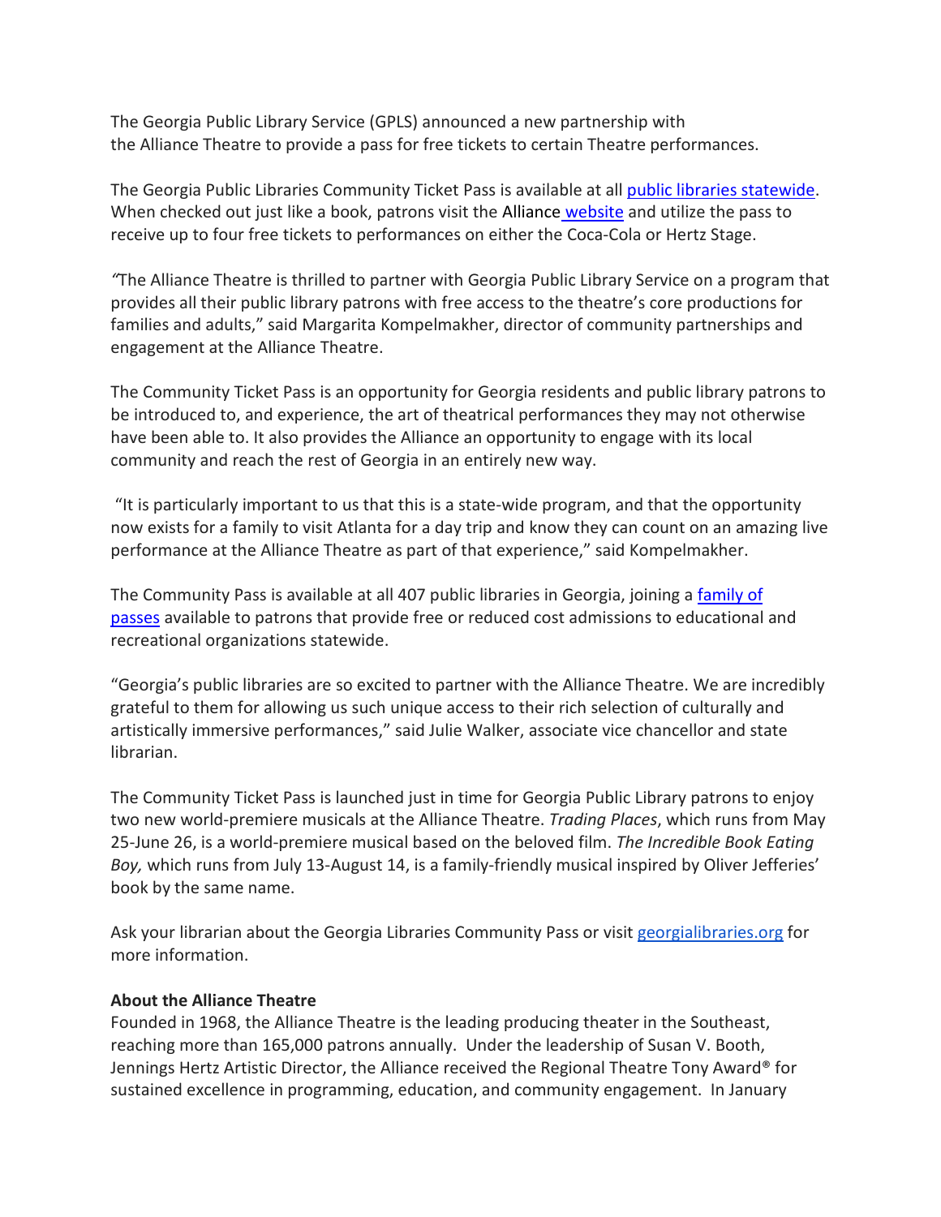The Georgia Public Library Service (GPLS) announced a new partnership with the Alliance Theatre to provide a pass for free tickets to certain Theatre performances.

The Georgia Public Libraries Community Ticket Pass is available at all public libraries statewide. When checked out just like a book, patrons visit the Alliance website and utilize the pass to receive up to four free tickets to performances on either the Coca-Cola or Hertz Stage.

*"*The Alliance Theatre is thrilled to partner with Georgia Public Library Service on a program that provides all their public library patrons with free access to the theatre's core productions for families and adults," said Margarita Kompelmakher, director of community partnerships and engagement at the Alliance Theatre.

The Community Ticket Pass is an opportunity for Georgia residents and public library patrons to be introduced to, and experience, the art of theatrical performances they may not otherwise have been able to. It also provides the Alliance an opportunity to engage with its local community and reach the rest of Georgia in an entirely new way.

"It is particularly important to us that this is a state-wide program, and that the opportunity now exists for a family to visit Atlanta for a day trip and know they can count on an amazing live performance at the Alliance Theatre as part of that experience," said Kompelmakher.

The Community Pass is available at all 407 public libraries in Georgia, joining a family of passes available to patrons that provide free or reduced cost admissions to educational and recreational organizations statewide.

"Georgia's public libraries are so excited to partner with the Alliance Theatre. We are incredibly grateful to them for allowing us such unique access to their rich selection of culturally and artistically immersive performances," said Julie Walker, associate vice chancellor and state librarian.

The Community Ticket Pass is launched just in time for Georgia Public Library patrons to enjoy two new world-premiere musicals at the Alliance Theatre. *Trading Places*, which runs from May 25-June 26, is a world-premiere musical based on the beloved film. *The Incredible Book Eating Boy,* which runs from July 13-August 14, is a family-friendly musical inspired by Oliver Jefferies' book by the same name.

Ask your librarian about the Georgia Libraries Community Pass or visit georgialibraries.org for more information.

**About the Alliance Theatre**
Founded in 1968, the Alliance Theatre is the leading producing theater in the Southeast, reaching more than 165,000 patrons annually. Under the leadership of Susan V. Booth, Jennings Hertz Artistic Director, the Alliance received the Regional Theatre Tony Award® for sustained excellence in programming, education, and community engagement. In January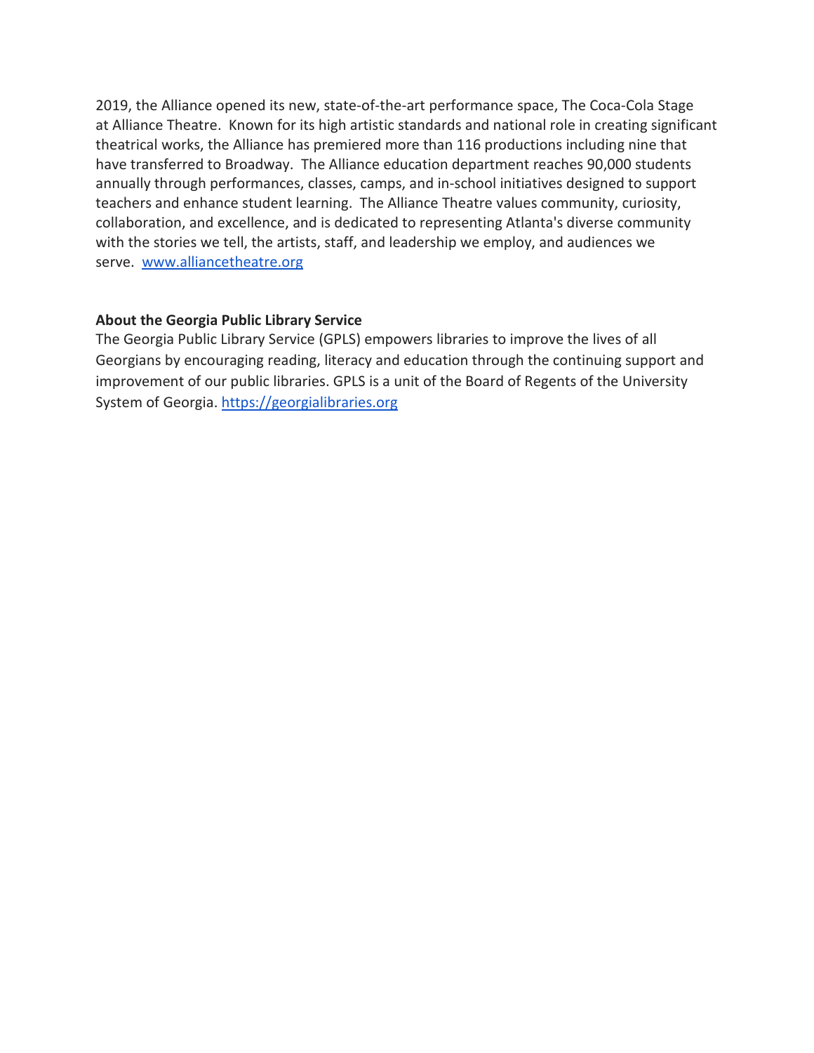2019, the Alliance opened its new, state-of-the-art performance space, The Coca-Cola Stage at Alliance Theatre. Known for its high artistic standards and national role in creating significant theatrical works, the Alliance has premiered more than 116 productions including nine that have transferred to Broadway. The Alliance education department reaches 90,000 students annually through performances, classes, camps, and in-school initiatives designed to support teachers and enhance student learning. The Alliance Theatre values community, curiosity, collaboration, and excellence, and is dedicated to representing Atlanta's diverse community with the stories we tell, the artists, staff, and leadership we employ, and audiences we serve. www.alliancetheatre.org

**About the Georgia Public Library Service**

The Georgia Public Library Service (GPLS) empowers libraries to improve the lives of all Georgians by encouraging reading, literacy and education through the continuing support and improvement of our public libraries. GPLS is a unit of the Board of Regents of the University System of Georgia. https://georgialibraries.org